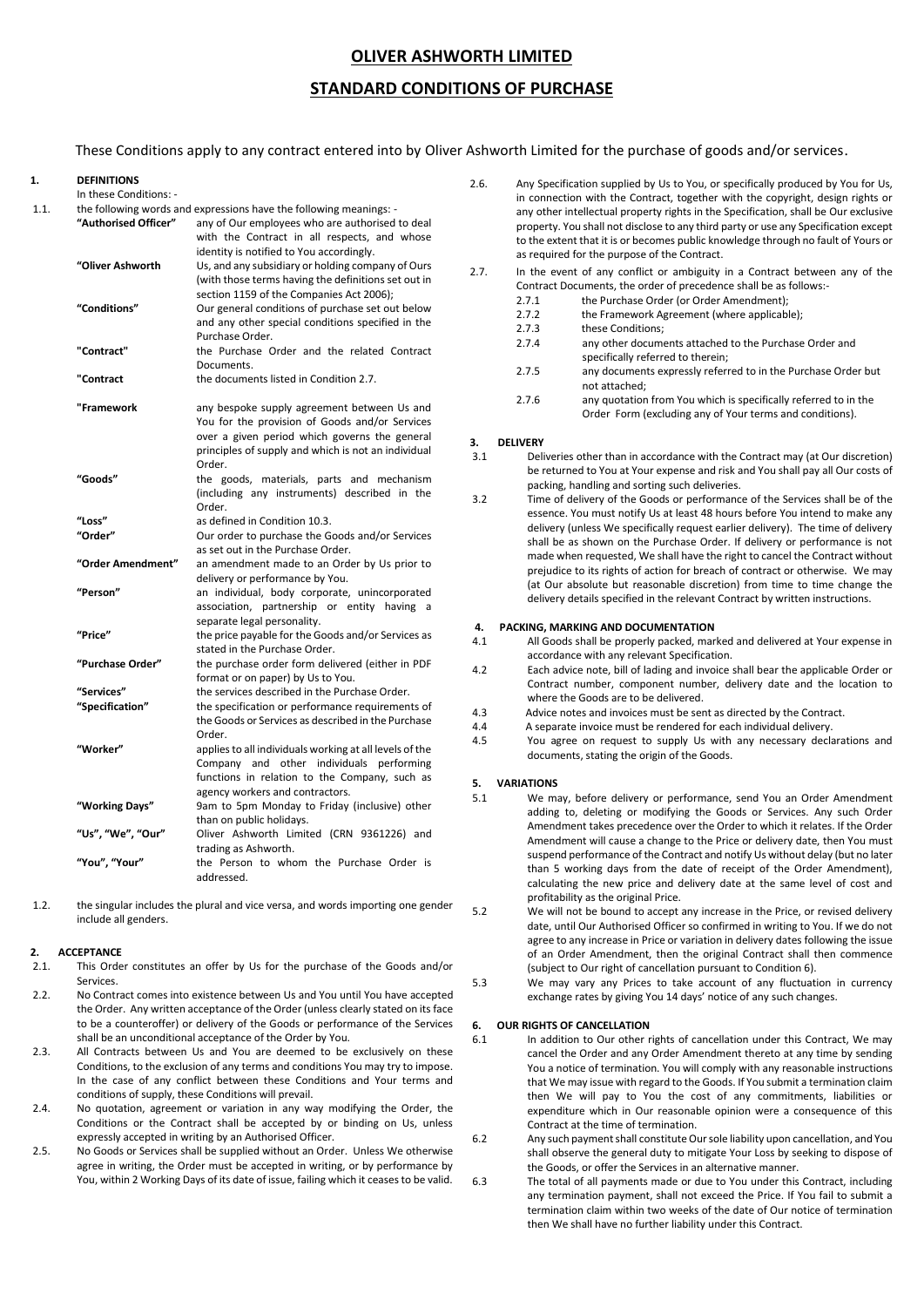# OLIVER ASHWORTH LIMITED

## STANDARD CONDITIONS OF PURCHASE

These Conditions apply to any contract entered into by Oliver Ashworth Limited for the purchase of goods and/or services.

**1. DEFINITIONS**

In these Conditions: -

1.1. the following words and expressions have the following meanings: -

| Term | Meaning |
|---|---|
| **"Authorised Officer"** | any of Our employees who are authorised to deal with the Contract in all respects, and whose identity is notified to You accordingly. |
| **"Oliver Ashworth** | Us, and any subsidiary or holding company of Ours (with those terms having the definitions set out in section 1159 of the Companies Act 2006); |
| **"Conditions"** | Our general conditions of purchase set out below and any other special conditions specified in the Purchase Order. |
| **"Contract"** | the Purchase Order and the related Contract Documents. |
| **"Contract** | the documents listed in Condition 2.7. |
| **"Framework** | any bespoke supply agreement between Us and You for the provision of Goods and/or Services over a given period which governs the general principles of supply and which is not an individual Order. |
| **"Goods"** | the goods, materials, parts and mechanism (including any instruments) described in the Order. |
| **"Loss"** | as defined in Condition 10.3. |
| **"Order"** | Our order to purchase the Goods and/or Services as set out in the Purchase Order. |
| **"Order Amendment"** | an amendment made to an Order by Us prior to delivery or performance by You. |
| **"Person"** | an individual, body corporate, unincorporated association, partnership or entity having a separate legal personality. |
| **"Price"** | the price payable for the Goods and/or Services as stated in the Purchase Order. |
| **"Purchase Order"** | the purchase order form delivered (either in PDF format or on paper) by Us to You. |
| **"Services"** | the services described in the Purchase Order. |
| **"Specification"** | the specification or performance requirements of the Goods or Services as described in the Purchase Order. |
| **"Worker"** | applies to all individuals working at all levels of the Company and other individuals performing functions in relation to the Company, such as agency workers and contractors. |
| **"Working Days"** | 9am to 5pm Monday to Friday (inclusive) other than on public holidays. |
| **"Us", "We", "Our"** | Oliver Ashworth Limited (CRN 9361226) and trading as Ashworth. |
| **"You", "Your"** | the Person to whom the Purchase Order is addressed. |

1.2. the singular includes the plural and vice versa, and words importing one gender include all genders.

**2. ACCEPTANCE**

2.1. This Order constitutes an offer by Us for the purchase of the Goods and/or Services.

2.2. No Contract comes into existence between Us and You until You have accepted the Order. Any written acceptance of the Order (unless clearly stated on its face to be a counteroffer) or delivery of the Goods or performance of the Services shall be an unconditional acceptance of the Order by You.

2.3. All Contracts between Us and You are deemed to be exclusively on these Conditions, to the exclusion of any terms and conditions You may try to impose. In the case of any conflict between these Conditions and Your terms and conditions of supply, these Conditions will prevail.

2.4. No quotation, agreement or variation in any way modifying the Order, the Conditions or the Contract shall be accepted by or binding on Us, unless expressly accepted in writing by an Authorised Officer.

2.5. No Goods or Services shall be supplied without an Order. Unless We otherwise agree in writing, the Order must be accepted in writing, or by performance by You, within 2 Working Days of its date of issue, failing which it ceases to be valid.

2.6. Any Specification supplied by Us to You, or specifically produced by You for Us, in connection with the Contract, together with the copyright, design rights or any other intellectual property rights in the Specification, shall be Our exclusive property. You shall not disclose to any third party or use any Specification except to the extent that it is or becomes public knowledge through no fault of Yours or as required for the purpose of the Contract.

2.7. In the event of any conflict or ambiguity in a Contract between any of the Contract Documents, the order of precedence shall be as follows:-

- 2.7.1 the Purchase Order (or Order Amendment);
- 2.7.2 the Framework Agreement (where applicable);
- 2.7.3 these Conditions;
- 2.7.4 any other documents attached to the Purchase Order and specifically referred to therein;
- 2.7.5 any documents expressly referred to in the Purchase Order but not attached;
- 2.7.6 any quotation from You which is specifically referred to in the Order Form (excluding any of Your terms and conditions).

**3. DELIVERY**

3.1 Deliveries other than in accordance with the Contract may (at Our discretion) be returned to You at Your expense and risk and You shall pay all Our costs of packing, handling and sorting such deliveries.

3.2 Time of delivery of the Goods or performance of the Services shall be of the essence. You must notify Us at least 48 hours before You intend to make any delivery (unless We specifically request earlier delivery). The time of delivery shall be as shown on the Purchase Order. If delivery or performance is not made when requested, We shall have the right to cancel the Contract without prejudice to its rights of action for breach of contract or otherwise. We may (at Our absolute but reasonable discretion) from time to time change the delivery details specified in the relevant Contract by written instructions.

**4. PACKING, MARKING AND DOCUMENTATION**

4.1 All Goods shall be properly packed, marked and delivered at Your expense in accordance with any relevant Specification.

4.2 Each advice note, bill of lading and invoice shall bear the applicable Order or Contract number, component number, delivery date and the location to where the Goods are to be delivered.

4.3 Advice notes and invoices must be sent as directed by the Contract.

4.4 A separate invoice must be rendered for each individual delivery.

4.5 You agree on request to supply Us with any necessary declarations and documents, stating the origin of the Goods.

**5. VARIATIONS**

5.1 We may, before delivery or performance, send You an Order Amendment adding to, deleting or modifying the Goods or Services. Any such Order Amendment takes precedence over the Order to which it relates. If the Order Amendment will cause a change to the Price or delivery date, then You must suspend performance of the Contract and notify Us without delay (but no later than 5 working days from the date of receipt of the Order Amendment), calculating the new price and delivery date at the same level of cost and profitability as the original Price.

5.2 We will not be bound to accept any increase in the Price, or revised delivery date, until Our Authorised Officer so confirmed in writing to You. If we do not agree to any increase in Price or variation in delivery dates following the issue of an Order Amendment, then the original Contract shall then commence (subject to Our right of cancellation pursuant to Condition 6).

5.3 We may vary any Prices to take account of any fluctuation in currency exchange rates by giving You 14 days' notice of any such changes.

**6. OUR RIGHTS OF CANCELLATION**

6.1 In addition to Our other rights of cancellation under this Contract, We may cancel the Order and any Order Amendment thereto at any time by sending You a notice of termination. You will comply with any reasonable instructions that We may issue with regard to the Goods. If You submit a termination claim then We will pay to You the cost of any commitments, liabilities or expenditure which in Our reasonable opinion were a consequence of this Contract at the time of termination.

6.2 Any such payment shall constitute Our sole liability upon cancellation, and You shall observe the general duty to mitigate Your Loss by seeking to dispose of the Goods, or offer the Services in an alternative manner.

6.3 The total of all payments made or due to You under this Contract, including any termination payment, shall not exceed the Price. If You fail to submit a termination claim within two weeks of the date of Our notice of termination then We shall have no further liability under this Contract.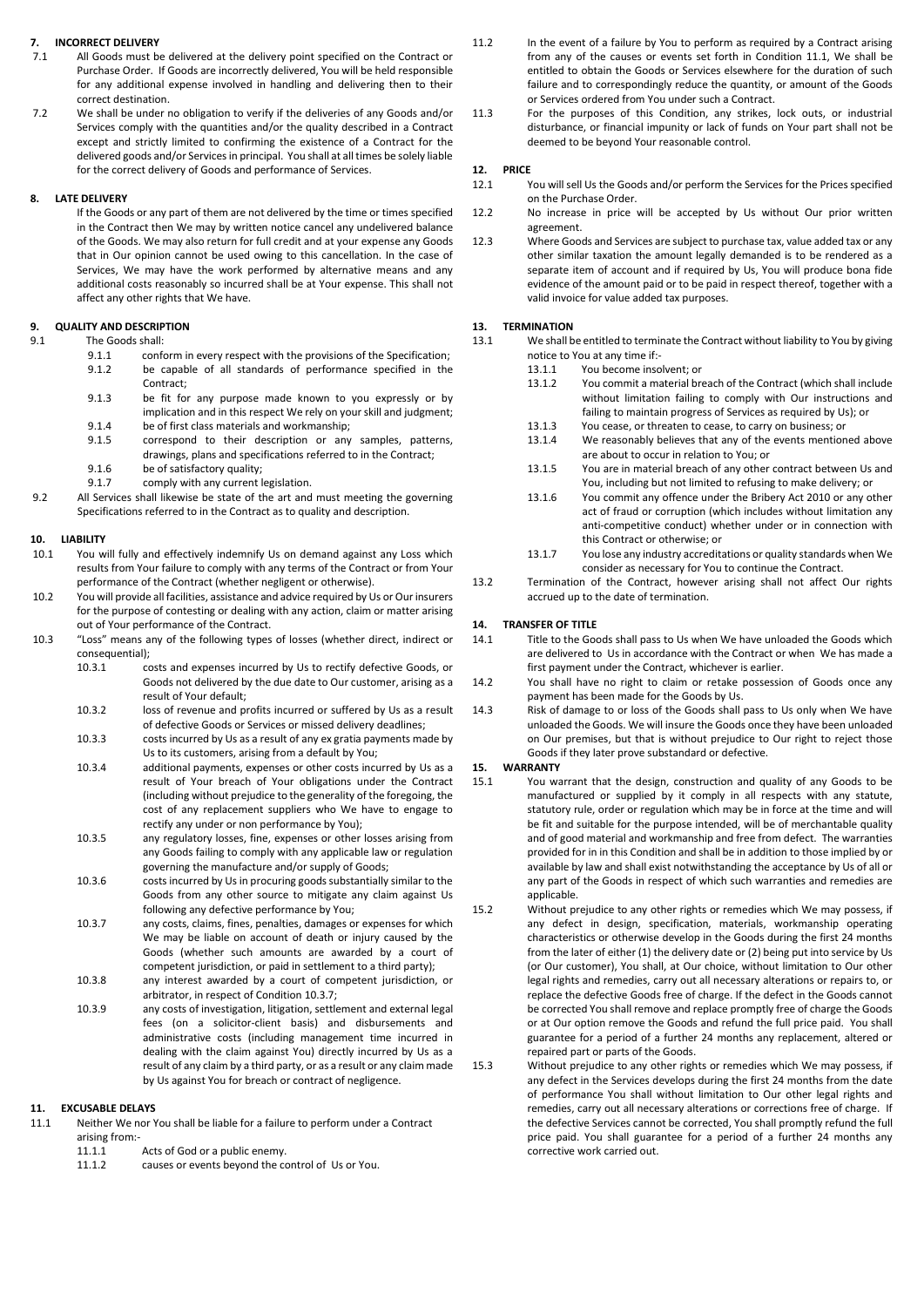## 7. INCORRECT DELIVERY

7.1 All Goods must be delivered at the delivery point specified on the Contract or Purchase Order. If Goods are incorrectly delivered, You will be held responsible for any additional expense involved in handling and delivering then to their correct destination.

7.2 We shall be under no obligation to verify if the deliveries of any Goods and/or Services comply with the quantities and/or the quality described in a Contract except and strictly limited to confirming the existence of a Contract for the delivered goods and/or Services in principal. You shall at all times be solely liable for the correct delivery of Goods and performance of Services.

## 8. LATE DELIVERY

If the Goods or any part of them are not delivered by the time or times specified in the Contract then We may by written notice cancel any undelivered balance of the Goods. We may also return for full credit and at your expense any Goods that in Our opinion cannot be used owing to this cancellation. In the case of Services, We may have the work performed by alternative means and any additional costs reasonably so incurred shall be at Your expense. This shall not affect any other rights that We have.

## 9. QUALITY AND DESCRIPTION

9.1 The Goods shall:

- 9.1.1 conform in every respect with the provisions of the Specification;
- 9.1.2 be capable of all standards of performance specified in the Contract;
- 9.1.3 be fit for any purpose made known to you expressly or by implication and in this respect We rely on your skill and judgment;
- 9.1.4 be of first class materials and workmanship;
- 9.1.5 correspond to their description or any samples, patterns, drawings, plans and specifications referred to in the Contract;
- 9.1.6 be of satisfactory quality;
- 9.1.7 comply with any current legislation.

9.2 All Services shall likewise be state of the art and must meeting the governing Specifications referred to in the Contract as to quality and description.

## 10. LIABILITY

10.1 You will fully and effectively indemnify Us on demand against any Loss which results from Your failure to comply with any terms of the Contract or from Your performance of the Contract (whether negligent or otherwise).

10.2 You will provide all facilities, assistance and advice required by Us or Our insurers for the purpose of contesting or dealing with any action, claim or matter arising out of Your performance of the Contract.

10.3 "Loss" means any of the following types of losses (whether direct, indirect or consequential);

- 10.3.1 costs and expenses incurred by Us to rectify defective Goods, or Goods not delivered by the due date to Our customer, arising as a result of Your default;
- 10.3.2 loss of revenue and profits incurred or suffered by Us as a result of defective Goods or Services or missed delivery deadlines;
- 10.3.3 costs incurred by Us as a result of any ex gratia payments made by Us to its customers, arising from a default by You;
- 10.3.4 additional payments, expenses or other costs incurred by Us as a result of Your breach of Your obligations under the Contract (including without prejudice to the generality of the foregoing, the cost of any replacement suppliers who We have to engage to rectify any under or non performance by You);
- 10.3.5 any regulatory losses, fine, expenses or other losses arising from any Goods failing to comply with any applicable law or regulation governing the manufacture and/or supply of Goods;
- 10.3.6 costs incurred by Us in procuring goods substantially similar to the Goods from any other source to mitigate any claim against Us following any defective performance by You;
- 10.3.7 any costs, claims, fines, penalties, damages or expenses for which We may be liable on account of death or injury caused by the Goods (whether such amounts are awarded by a court of competent jurisdiction, or paid in settlement to a third party);
- 10.3.8 any interest awarded by a court of competent jurisdiction, or arbitrator, in respect of Condition 10.3.7;
- 10.3.9 any costs of investigation, litigation, settlement and external legal fees (on a solicitor-client basis) and disbursements and administrative costs (including management time incurred in dealing with the claim against You) directly incurred by Us as a result of any claim by a third party, or as a result or any claim made by Us against You for breach or contract of negligence.

## 11. EXCUSABLE DELAYS

11.1 Neither We nor You shall be liable for a failure to perform under a Contract arising from:-

- 11.1.1 Acts of God or a public enemy.
- 11.1.2 causes or events beyond the control of Us or You.

11.2 In the event of a failure by You to perform as required by a Contract arising from any of the causes or events set forth in Condition 11.1, We shall be entitled to obtain the Goods or Services elsewhere for the duration of such failure and to correspondingly reduce the quantity, or amount of the Goods or Services ordered from You under such a Contract.

11.3 For the purposes of this Condition, any strikes, lock outs, or industrial disturbance, or financial impunity or lack of funds on Your part shall not be deemed to be beyond Your reasonable control.

## 12. PRICE

12.1 You will sell Us the Goods and/or perform the Services for the Prices specified on the Purchase Order.

12.2 No increase in price will be accepted by Us without Our prior written agreement.

12.3 Where Goods and Services are subject to purchase tax, value added tax or any other similar taxation the amount legally demanded is to be rendered as a separate item of account and if required by Us, You will produce bona fide evidence of the amount paid or to be paid in respect thereof, together with a valid invoice for value added tax purposes.

## 13. TERMINATION

13.1 We shall be entitled to terminate the Contract without liability to You by giving notice to You at any time if:-

- 13.1.1 You become insolvent; or
- 13.1.2 You commit a material breach of the Contract (which shall include without limitation failing to comply with Our instructions and failing to maintain progress of Services as required by Us); or
- 13.1.3 You cease, or threaten to cease, to carry on business; or
- 13.1.4 We reasonably believes that any of the events mentioned above are about to occur in relation to You; or
- 13.1.5 You are in material breach of any other contract between Us and You, including but not limited to refusing to make delivery; or
- 13.1.6 You commit any offence under the Bribery Act 2010 or any other act of fraud or corruption (which includes without limitation any anti-competitive conduct) whether under or in connection with this Contract or otherwise; or
- 13.1.7 You lose any industry accreditations or quality standards when We consider as necessary for You to continue the Contract.

13.2 Termination of the Contract, however arising shall not affect Our rights accrued up to the date of termination.

## 14. TRANSFER OF TITLE

14.1 Title to the Goods shall pass to Us when We have unloaded the Goods which are delivered to Us in accordance with the Contract or when We has made a first payment under the Contract, whichever is earlier.

14.2 You shall have no right to claim or retake possession of Goods once any payment has been made for the Goods by Us.

14.3 Risk of damage to or loss of the Goods shall pass to Us only when We have unloaded the Goods. We will insure the Goods once they have been unloaded on Our premises, but that is without prejudice to Our right to reject those Goods if they later prove substandard or defective.

## 15. WARRANTY

15.1 You warrant that the design, construction and quality of any Goods to be manufactured or supplied by it comply in all respects with any statute, statutory rule, order or regulation which may be in force at the time and will be fit and suitable for the purpose intended, will be of merchantable quality and of good material and workmanship and free from defect. The warranties provided for in in this Condition and shall be in addition to those implied by or available by law and shall exist notwithstanding the acceptance by Us of all or any part of the Goods in respect of which such warranties and remedies are applicable.

15.2 Without prejudice to any other rights or remedies which We may possess, if any defect in design, specification, materials, workmanship operating characteristics or otherwise develop in the Goods during the first 24 months from the later of either (1) the delivery date or (2) being put into service by Us (or Our customer), You shall, at Our choice, without limitation to Our other legal rights and remedies, carry out all necessary alterations or repairs to, or replace the defective Goods free of charge. If the defect in the Goods cannot be corrected You shall remove and replace promptly free of charge the Goods or at Our option remove the Goods and refund the full price paid. You shall guarantee for a period of a further 24 months any replacement, altered or repaired part or parts of the Goods.

15.3 Without prejudice to any other rights or remedies which We may possess, if any defect in the Services develops during the first 24 months from the date of performance You shall without limitation to Our other legal rights and remedies, carry out all necessary alterations or corrections free of charge. If the defective Services cannot be corrected, You shall promptly refund the full price paid. You shall guarantee for a period of a further 24 months any corrective work carried out.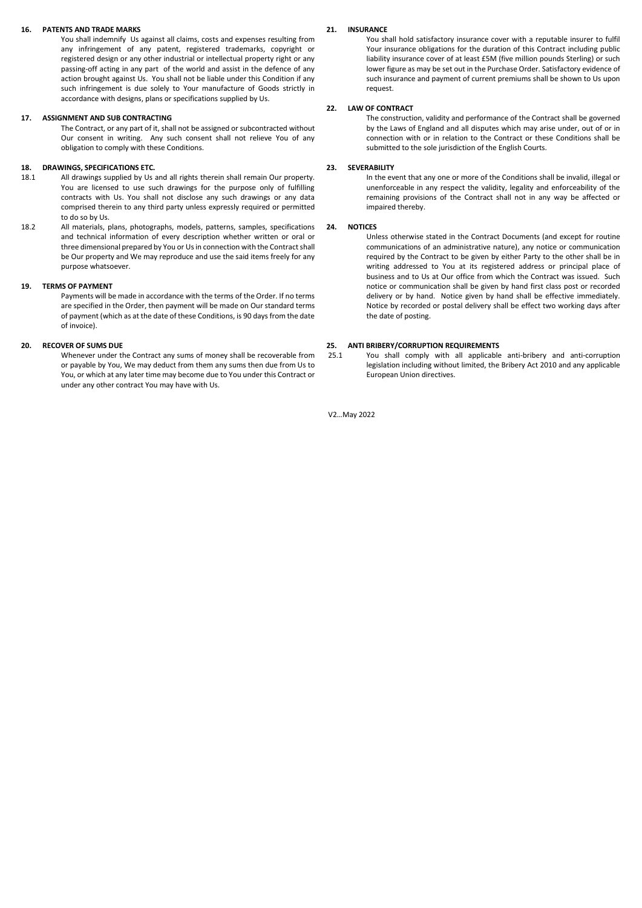## 16. PATENTS AND TRADE MARKS

You shall indemnify Us against all claims, costs and expenses resulting from any infringement of any patent, registered trademarks, copyright or registered design or any other industrial or intellectual property right or any passing-off acting in any part of the world and assist in the defence of any action brought against Us. You shall not be liable under this Condition if any such infringement is due solely to Your manufacture of Goods strictly in accordance with designs, plans or specifications supplied by Us.

## 17. ASSIGNMENT AND SUB CONTRACTING

The Contract, or any part of it, shall not be assigned or subcontracted without Our consent in writing. Any such consent shall not relieve You of any obligation to comply with these Conditions.

## 18. DRAWINGS, SPECIFICATIONS ETC.

18.1 All drawings supplied by Us and all rights therein shall remain Our property. You are licensed to use such drawings for the purpose only of fulfilling contracts with Us. You shall not disclose any such drawings or any data comprised therein to any third party unless expressly required or permitted to do so by Us.

18.2 All materials, plans, photographs, models, patterns, samples, specifications and technical information of every description whether written or oral or three dimensional prepared by You or Us in connection with the Contract shall be Our property and We may reproduce and use the said items freely for any purpose whatsoever.

## 19. TERMS OF PAYMENT

Payments will be made in accordance with the terms of the Order. If no terms are specified in the Order, then payment will be made on Our standard terms of payment (which as at the date of these Conditions, is 90 days from the date of invoice).

## 20. RECOVER OF SUMS DUE

Whenever under the Contract any sums of money shall be recoverable from or payable by You, We may deduct from them any sums then due from Us to You, or which at any later time may become due to You under this Contract or under any other contract You may have with Us.

## 21. INSURANCE

You shall hold satisfactory insurance cover with a reputable insurer to fulfil Your insurance obligations for the duration of this Contract including public liability insurance cover of at least £5M (five million pounds Sterling) or such lower figure as may be set out in the Purchase Order. Satisfactory evidence of such insurance and payment of current premiums shall be shown to Us upon request.

## 22. LAW OF CONTRACT

The construction, validity and performance of the Contract shall be governed by the Laws of England and all disputes which may arise under, out of or in connection with or in relation to the Contract or these Conditions shall be submitted to the sole jurisdiction of the English Courts.

## 23. SEVERABILITY

In the event that any one or more of the Conditions shall be invalid, illegal or unenforceable in any respect the validity, legality and enforceability of the remaining provisions of the Contract shall not in any way be affected or impaired thereby.

## 24. NOTICES

Unless otherwise stated in the Contract Documents (and except for routine communications of an administrative nature), any notice or communication required by the Contract to be given by either Party to the other shall be in writing addressed to You at its registered address or principal place of business and to Us at Our office from which the Contract was issued. Such notice or communication shall be given by hand first class post or recorded delivery or by hand. Notice given by hand shall be effective immediately. Notice by recorded or postal delivery shall be effect two working days after the date of posting.

## 25. ANTI BRIBERY/CORRUPTION REQUIREMENTS

25.1 You shall comply with all applicable anti-bribery and anti-corruption legislation including without limited, the Bribery Act 2010 and any applicable European Union directives.

V2…May 2022